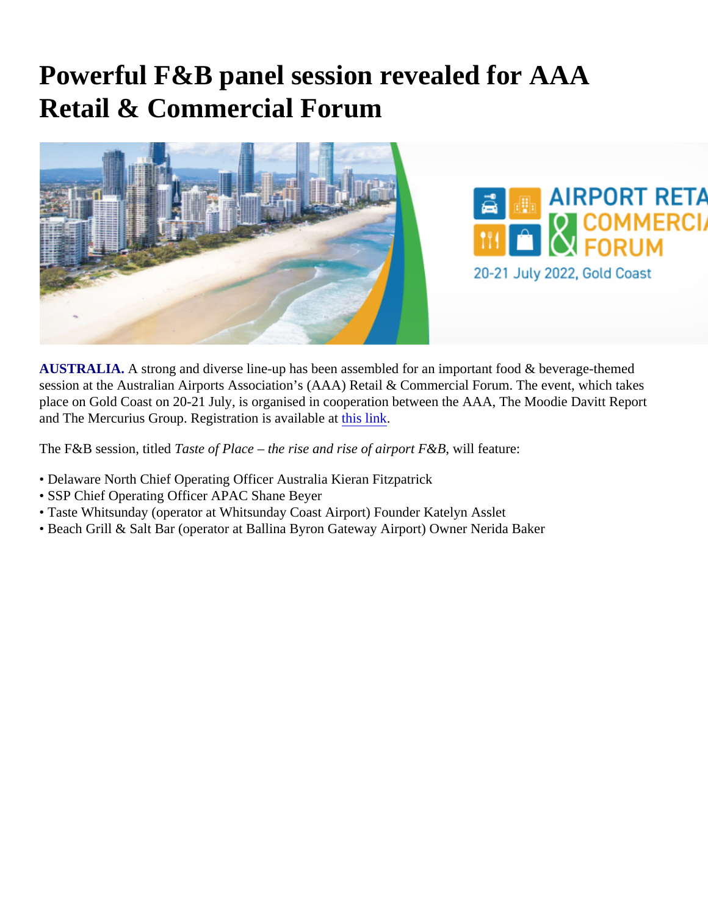# Powerful F&B panel session revealed for AAA Retail & Commercial Forum

**AUSTRALIA.** A strong and diverse line-up has been assembled for an important food & beverage-themed session at the Australian Airports Association's (AAA) Retail & Commercial Forum. The event, which takes place on Gold Coast on 20-21 July, is organised in cooperation between the AAA, The Moodie Davitt Report and The Mercurius Group. Registration is available at this link.

The F&B session, titled *Taste of Place – the rise and rise of airport F&B*, will feature:

- Delaware North Chief Operating Officer Australia Kieran Fitzpatrick
- SSP Chief Operating Officer APAC Shane Beyer
- Taste Whitsunday (operator at Whitsunday Coast Airport) Founder Katelyn Asslet
- Beach Grill & Salt Bar (operator at Ballina Byron Gateway Airport) Owner Nerida Baker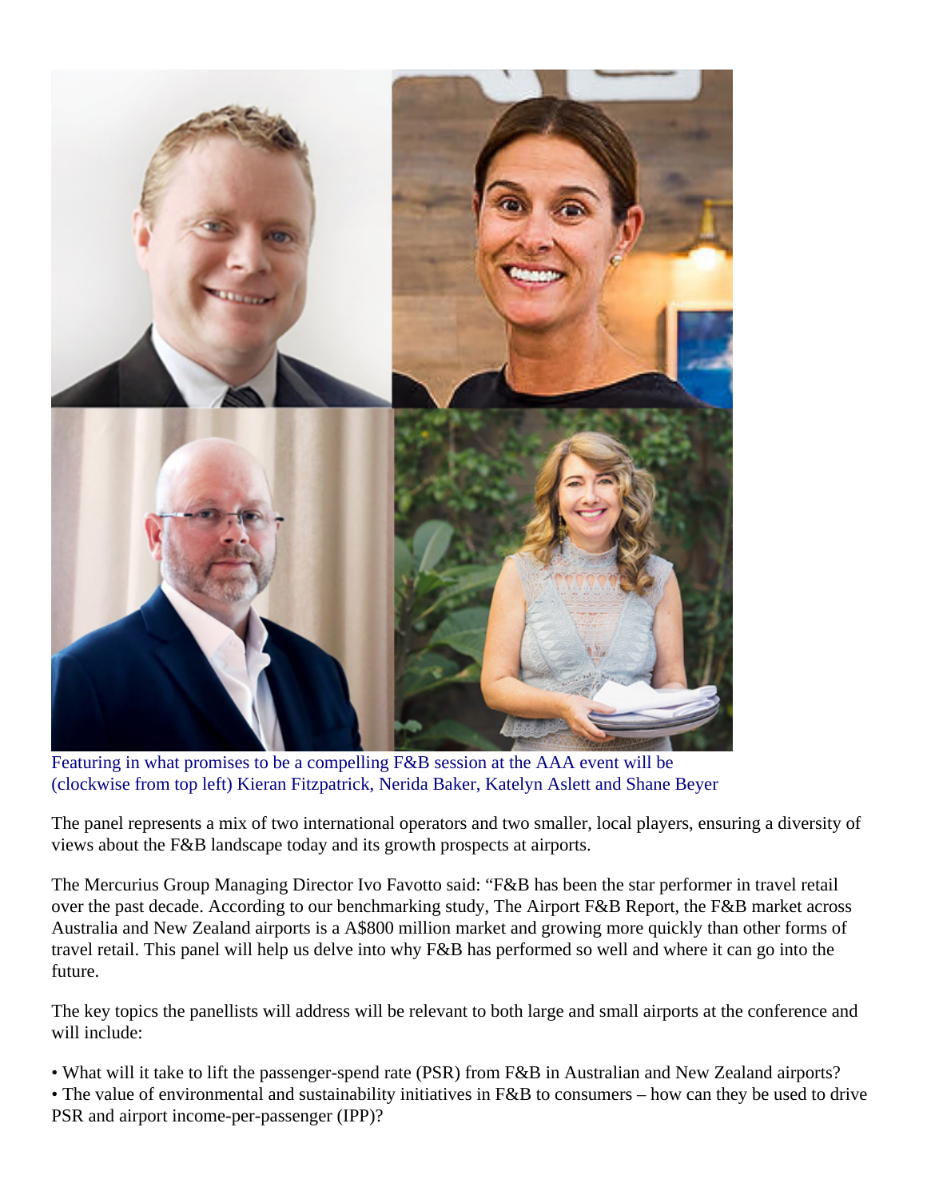Featuring in what promises to be a compelling F&B session at the AAA event will be (clockwise from top left) Kieran Fitzpatrick, Nerida Baker, Katelyn Aslett and Shane Beyer

The panel represents a mix of two international operators and two smaller, local players, ensuring a diversity of views about the F&B landscape today and its growth prospects at airports.

The Mercurius Group Managing Director Ivo Favotto said: "F&B has been the star performer in travel retail over the past decade. According to our benchmarking study, The Airport F&B Report, the F&B market across Australia and New Zealand airports is a A$800 million market and growing more quickly than other forms of travel retail. This panel will help us delve into why F&B has performed so well and where it can go into the future.

The key topics the panellists will address will be relevant to both large and small airports at the conference and will include:

• What will it take to lift the passenger-spend rate (PSR) from F&B in Australian and New Zealand airports?
• The value of environmental and sustainability initiatives in F&B to consumers – how can they be used to drive PSR and airport income-per-passenger (IPP)?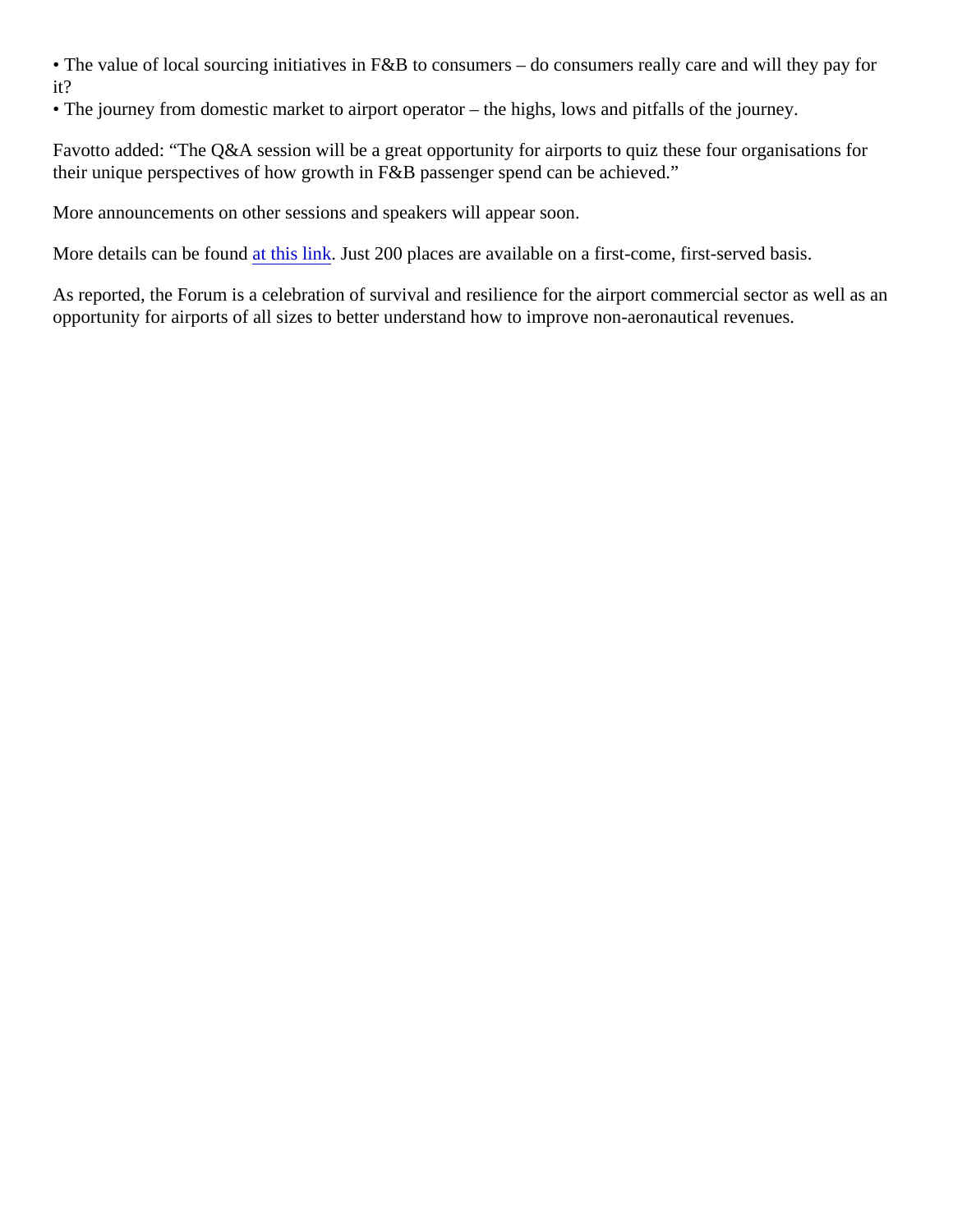- The value of local sourcing initiatives in F&B to consumers – do consumers really care and will they pay for it?
- The journey from domestic market to airport operator – the highs, lows and pitfalls of the journey.

Favotto added: “The Q&A session will be a great opportunity for airports to quiz these four organisations for their unique perspectives of how growth in F&B passenger spend can be achieved.”

More announcements on other sessions and speakers will appear soon.

More details can be found at this link. Just 200 places are available on a first-come, first-served basis.

As reported, the Forum is a celebration of survival and resilience for the airport commercial sector as well as an opportunity for airports of all sizes to better understand how to improve non-aeronautical revenues.